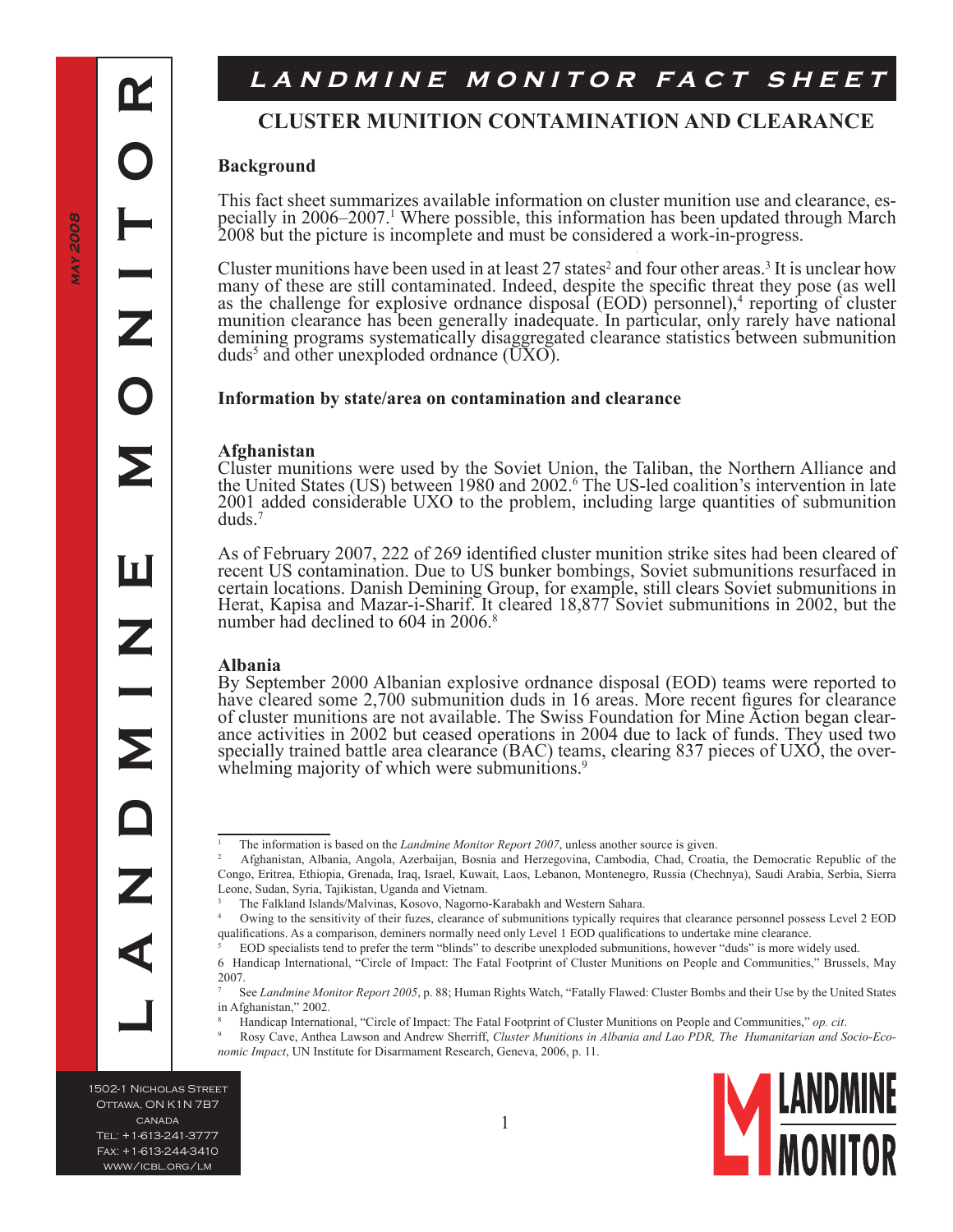# LANDMINE MONITOR FACT SHEET

## CLUSTER MUNITION CONTAMINATION AND CLEARANCE

### Background

This fact sheet summarizes available information on cluster munition use and clearance, especially in 2006–2007.[1] Where possible, this information has been updated through March 2008 but the picture is incomplete and must be considered a work-in-progress.

Cluster munitions have been used in at least 27 states[2] and four other areas.[3] It is unclear how many of these are still contaminated. Indeed, despite the specific threat they pose (as well as the challenge for explosive ordnance disposal (EOD) personnel),[4] reporting of cluster munition clearance has been generally inadequate. In particular, only rarely have national demining programs systematically disaggregated clearance statistics between submunition duds[5] and other unexploded ordnance (UXO).

### Information by state/area on contamination and clearance

**Afghanistan**

Cluster munitions were used by the Soviet Union, the Taliban, the Northern Alliance and the United States (US) between 1980 and 2002.[6] The US-led coalition's intervention in late 2001 added considerable UXO to the problem, including large quantities of submunition duds.[7]

As of February 2007, 222 of 269 identified cluster munition strike sites had been cleared of recent US contamination. Due to US bunker bombings, Soviet submunitions resurfaced in certain locations. Danish Demining Group, for example, still clears Soviet submunitions in Herat, Kapisa and Mazar-i-Sharif. It cleared 18,877 Soviet submunitions in 2002, but the number had declined to 604 in 2006.[8]

**Albania**

By September 2000 Albanian explosive ordnance disposal (EOD) teams were reported to have cleared some 2,700 submunition duds in 16 areas. More recent figures for clearance of cluster munitions are not available. The Swiss Foundation for Mine Action began clearance activities in 2002 but ceased operations in 2004 due to lack of funds. They used two specially trained battle area clearance (BAC) teams, clearing 837 pieces of UXO, the overwhelming majority of which were submunitions.[9]

---

1 The information is based on the *Landmine Monitor Report 2007*, unless another source is given.

2 Afghanistan, Albania, Angola, Azerbaijan, Bosnia and Herzegovina, Cambodia, Chad, Croatia, the Democratic Republic of the Congo, Eritrea, Ethiopia, Grenada, Iraq, Israel, Kuwait, Laos, Lebanon, Montenegro, Russia (Chechnya), Saudi Arabia, Serbia, Sierra Leone, Sudan, Syria, Tajikistan, Uganda and Vietnam.

3 The Falkland Islands/Malvinas, Kosovo, Nagorno-Karabakh and Western Sahara.

4 Owing to the sensitivity of their fuzes, clearance of submunitions typically requires that clearance personnel possess Level 2 EOD qualifications. As a comparison, deminers normally need only Level 1 EOD qualifications to undertake mine clearance.

5 EOD specialists tend to prefer the term "blinds" to describe unexploded submunitions, however "duds" is more widely used.

6 Handicap International, "Circle of Impact: The Fatal Footprint of Cluster Munitions on People and Communities," Brussels, May 2007.

7 See *Landmine Monitor Report 2005*, p. 88; Human Rights Watch, "Fatally Flawed: Cluster Bombs and their Use by the United States in Afghanistan," 2002.

8 Handicap International, "Circle of Impact: The Fatal Footprint of Cluster Munitions on People and Communities," *op. cit*.

9 Rosy Cave, Anthea Lawson and Andrew Sherriff, *Cluster Munitions in Albania and Lao PDR, The Humanitarian and Socio-Economic Impact*, UN Institute for Disarmament Research, Geneva, 2006, p. 11.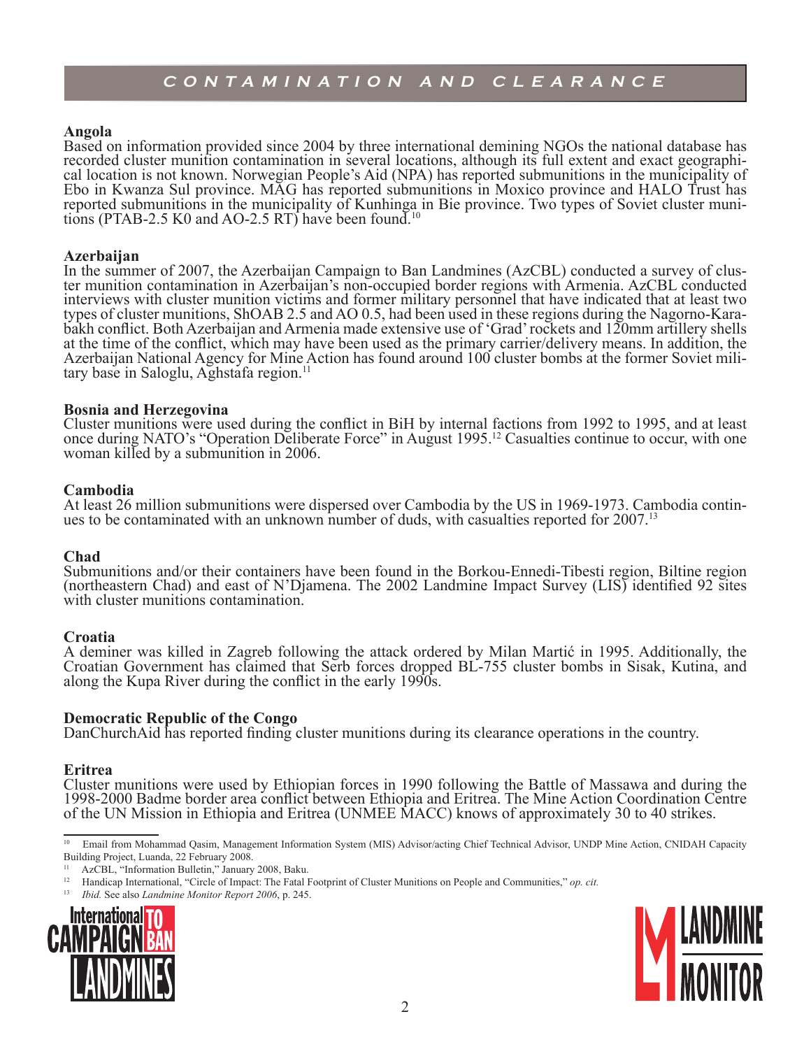## CONTAMINATION AND CLEARANCE

### Angola

Based on information provided since 2004 by three international demining NGOs the national database has recorded cluster munition contamination in several locations, although its full extent and exact geographical location is not known. Norwegian People's Aid (NPA) has reported submunitions in the municipality of Ebo in Kwanza Sul province. MAG has reported submunitions in Moxico province and HALO Trust has reported submunitions in the municipality of Kunhinga in Bie province. Two types of Soviet cluster munitions (PTAB-2.5 K0 and AO-2.5 RT) have been found.[10]

### Azerbaijan

In the summer of 2007, the Azerbaijan Campaign to Ban Landmines (AzCBL) conducted a survey of cluster munition contamination in Azerbaijan's non-occupied border regions with Armenia. AzCBL conducted interviews with cluster munition victims and former military personnel that have indicated that at least two types of cluster munitions, ShOAB 2.5 and AO 0.5, had been used in these regions during the Nagorno-Karabakh conflict. Both Azerbaijan and Armenia made extensive use of 'Grad' rockets and 120mm artillery shells at the time of the conflict, which may have been used as the primary carrier/delivery means. In addition, the Azerbaijan National Agency for Mine Action has found around 100 cluster bombs at the former Soviet military base in Saloglu, Aghstafa region.[11]

### Bosnia and Herzegovina

Cluster munitions were used during the conflict in BiH by internal factions from 1992 to 1995, and at least once during NATO's "Operation Deliberate Force" in August 1995.[12] Casualties continue to occur, with one woman killed by a submunition in 2006.

### Cambodia

At least 26 million submunitions were dispersed over Cambodia by the US in 1969-1973. Cambodia continues to be contaminated with an unknown number of duds, with casualties reported for 2007.[13]

### Chad

Submunitions and/or their containers have been found in the Borkou-Ennedi-Tibesti region, Biltine region (northeastern Chad) and east of N'Djamena. The 2002 Landmine Impact Survey (LIS) identified 92 sites with cluster munitions contamination.

### Croatia

A deminer was killed in Zagreb following the attack ordered by Milan Martić in 1995. Additionally, the Croatian Government has claimed that Serb forces dropped BL-755 cluster bombs in Sisak, Kutina, and along the Kupa River during the conflict in the early 1990s.

### Democratic Republic of the Congo

DanChurchAid has reported finding cluster munitions during its clearance operations in the country.

### Eritrea

Cluster munitions were used by Ethiopian forces in 1990 following the Battle of Massawa and during the 1998-2000 Badme border area conflict between Ethiopia and Eritrea. The Mine Action Coordination Centre of the UN Mission in Ethiopia and Eritrea (UNMEE MACC) knows of approximately 30 to 40 strikes.

---

[10] Email from Mohammad Qasim, Management Information System (MIS) Advisor/acting Chief Technical Advisor, UNDP Mine Action, CNIDAH Capacity Building Project, Luanda, 22 February 2008.

[11] AzCBL, "Information Bulletin," January 2008, Baku.

[12] Handicap International, "Circle of Impact: The Fatal Footprint of Cluster Munitions on People and Communities," *op. cit.*

[13] *Ibid.* See also *Landmine Monitor Report 2006*, p. 245.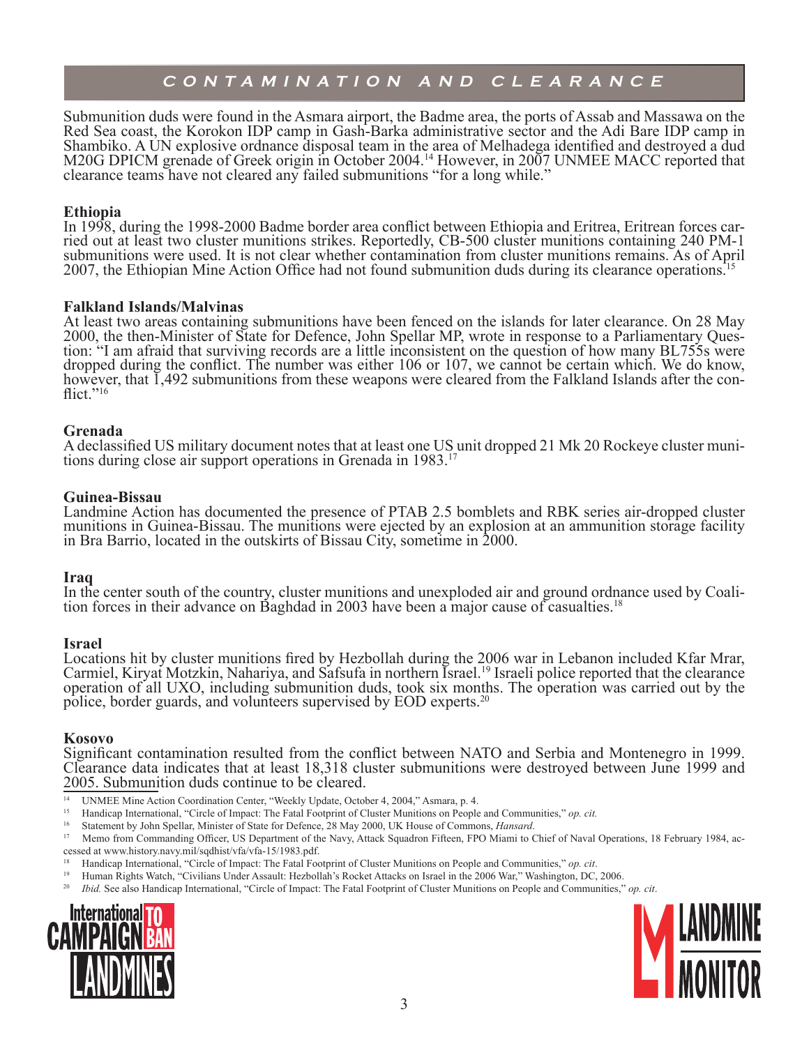## CONTAMINATION AND CLEARANCE

Submunition duds were found in the Asmara airport, the Badme area, the ports of Assab and Massawa on the Red Sea coast, the Korokon IDP camp in Gash-Barka administrative sector and the Adi Bare IDP camp in Shambiko. A UN explosive ordnance disposal team in the area of Melhadega identified and destroyed a dud M20G DPICM grenade of Greek origin in October 2004.[14] However, in 2007 UNMEE MACC reported that clearance teams have not cleared any failed submunitions "for a long while."

### Ethiopia

In 1998, during the 1998-2000 Badme border area conflict between Ethiopia and Eritrea, Eritrean forces carried out at least two cluster munitions strikes. Reportedly, CB-500 cluster munitions containing 240 PM-1 submunitions were used. It is not clear whether contamination from cluster munitions remains. As of April 2007, the Ethiopian Mine Action Office had not found submunition duds during its clearance operations.[15]

### Falkland Islands/Malvinas

At least two areas containing submunitions have been fenced on the islands for later clearance. On 28 May 2000, the then-Minister of State for Defence, John Spellar MP, wrote in response to a Parliamentary Question: "I am afraid that surviving records are a little inconsistent on the question of how many BL755s were dropped during the conflict. The number was either 106 or 107, we cannot be certain which. We do know, however, that 1,492 submunitions from these weapons were cleared from the Falkland Islands after the conflict."[16]

### Grenada

A declassified US military document notes that at least one US unit dropped 21 Mk 20 Rockeye cluster munitions during close air support operations in Grenada in 1983.[17]

### Guinea-Bissau

Landmine Action has documented the presence of PTAB 2.5 bomblets and RBK series air-dropped cluster munitions in Guinea-Bissau. The munitions were ejected by an explosion at an ammunition storage facility in Bra Barrio, located in the outskirts of Bissau City, sometime in 2000.

### Iraq

In the center south of the country, cluster munitions and unexploded air and ground ordnance used by Coalition forces in their advance on Baghdad in 2003 have been a major cause of casualties.[18]

### Israel

Locations hit by cluster munitions fired by Hezbollah during the 2006 war in Lebanon included Kfar Mrar, Carmiel, Kiryat Motzkin, Nahariya, and Safsufa in northern Israel.[19] Israeli police reported that the clearance operation of all UXO, including submunition duds, took six months. The operation was carried out by the police, border guards, and volunteers supervised by EOD experts.[20]

### Kosovo

Significant contamination resulted from the conflict between NATO and Serbia and Montenegro in 1999. Clearance data indicates that at least 18,318 cluster submunitions were destroyed between June 1999 and 2005. Submunition duds continue to be cleared.

---

[14] UNMEE Mine Action Coordination Center, "Weekly Update, October 4, 2004," Asmara, p. 4.

[15] Handicap International, "Circle of Impact: The Fatal Footprint of Cluster Munitions on People and Communities," *op. cit.*

[16] Statement by John Spellar, Minister of State for Defence, 28 May 2000, UK House of Commons, *Hansard*.

[17] Memo from Commanding Officer, US Department of the Navy, Attack Squadron Fifteen, FPO Miami to Chief of Naval Operations, 18 February 1984, accessed at www.history.navy.mil/sqdhist/vfa/vfa-15/1983.pdf.

[18] Handicap International, "Circle of Impact: The Fatal Footprint of Cluster Munitions on People and Communities," *op. cit*.

[19] Human Rights Watch, "Civilians Under Assault: Hezbollah's Rocket Attacks on Israel in the 2006 War," Washington, DC, 2006.

[20] *Ibid.* See also Handicap International, "Circle of Impact: The Fatal Footprint of Cluster Munitions on People and Communities," *op. cit*.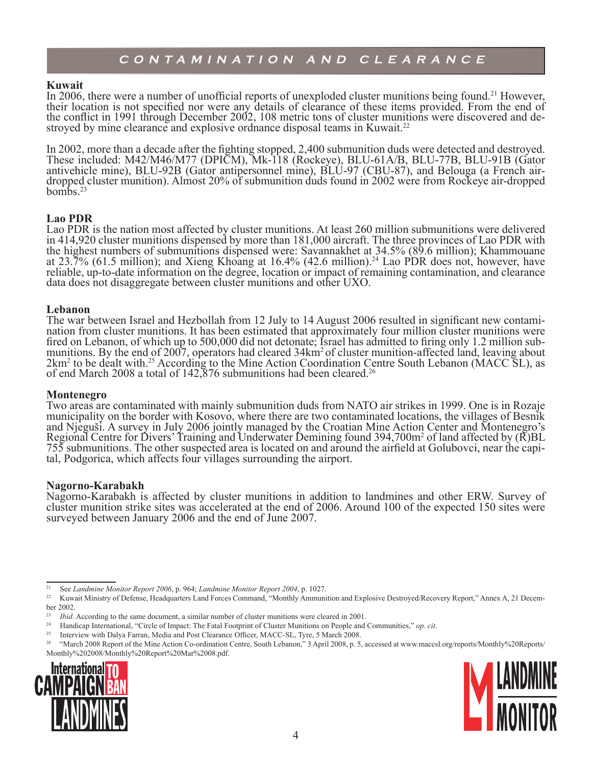## CONTAMINATION AND CLEARANCE

### Kuwait

In 2006, there were a number of unofficial reports of unexploded cluster munitions being found.[21] However, their location is not specified nor were any details of clearance of these items provided. From the end of the conflict in 1991 through December 2002, 108 metric tons of cluster munitions were discovered and destroyed by mine clearance and explosive ordnance disposal teams in Kuwait.[22]

In 2002, more than a decade after the fighting stopped, 2,400 submunition duds were detected and destroyed. These included: M42/M46/M77 (DPICM), Mk-118 (Rockeye), BLU-61A/B, BLU-77B, BLU-91B (Gator antivehicle mine), BLU-92B (Gator antipersonnel mine), BLU-97 (CBU-87), and Belouga (a French air-dropped cluster munition). Almost 20% of submunition duds found in 2002 were from Rockeye air-dropped bombs.[23]

### Lao PDR

Lao PDR is the nation most affected by cluster munitions. At least 260 million submunitions were delivered in 414,920 cluster munitions dispensed by more than 181,000 aircraft. The three provinces of Lao PDR with the highest numbers of submunitions dispensed were: Savannakhet at 34.5% (89.6 million); Khammouane at 23.7% (61.5 million); and Xieng Khoang at 16.4% (42.6 million).[24] Lao PDR does not, however, have reliable, up-to-date information on the degree, location or impact of remaining contamination, and clearance data does not disaggregate between cluster munitions and other UXO.

### Lebanon

The war between Israel and Hezbollah from 12 July to 14 August 2006 resulted in significant new contamination from cluster munitions. It has been estimated that approximately four million cluster munitions were fired on Lebanon, of which up to 500,000 did not detonate; Israel has admitted to firing only 1.2 million submunitions. By the end of 2007, operators had cleared 34km² of cluster munition-affected land, leaving about 2km² to be dealt with.[25] According to the Mine Action Coordination Centre South Lebanon (MACC SL), as of end March 2008 a total of 142,876 submunitions had been cleared.[26]

### Montenegro

Two areas are contaminated with mainly submunition duds from NATO air strikes in 1999. One is in Rozaje municipality on the border with Kosovo, where there are two contaminated locations, the villages of Besnik and Njeguši. A survey in July 2006 jointly managed by the Croatian Mine Action Center and Montenegro's Regional Centre for Divers' Training and Underwater Demining found 394,700m² of land affected by (R)BL 755 submunitions. The other suspected area is located on and around the airfield at Golubovci, near the capital, Podgorica, which affects four villages surrounding the airport.

### Nagorno-Karabakh

Nagorno-Karabakh is affected by cluster munitions in addition to landmines and other ERW. Survey of cluster munition strike sites was accelerated at the end of 2006. Around 100 of the expected 150 sites were surveyed between January 2006 and the end of June 2007.

---

[21] See *Landmine Monitor Report 2006*, p. 964; *Landmine Monitor Report 2004*, p. 1027.

[22] Kuwait Ministry of Defense, Headquarters Land Forces Command, "Monthly Ammunition and Explosive Destroyed/Recovery Report," Annex A, 21 December 2002.

[23] *Ibid*. According to the same document, a similar number of cluster munitions were cleared in 2001.

[24] Handicap International, "Circle of Impact: The Fatal Footprint of Cluster Munitions on People and Communities," *op. cit*.

[25] Interview with Dalya Farran, Media and Post Clearance Officer, MACC-SL, Tyre, 5 March 2008.

[26] "March 2008 Report of the Mine Action Co-ordination Centre, South Lebanon," 3 April 2008, p. 5, accessed at www.maccsl.org/reports/Monthly%20Reports/Monthly%202008/Monthly%20Report%20Mar%2008.pdf.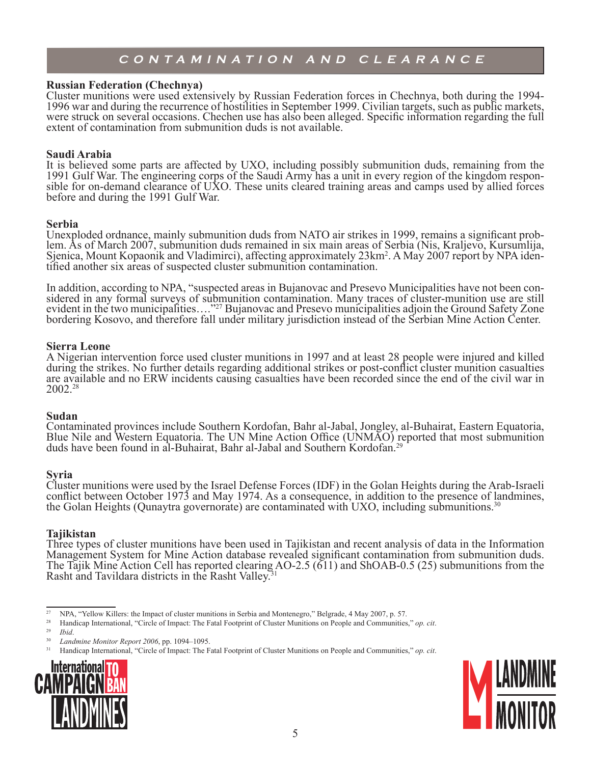## CONTAMINATION AND CLEARANCE

**Russian Federation (Chechnya)**
Cluster munitions were used extensively by Russian Federation forces in Chechnya, both during the 1994-1996 war and during the recurrence of hostilities in September 1999. Civilian targets, such as public markets, were struck on several occasions. Chechen use has also been alleged. Specific information regarding the full extent of contamination from submunition duds is not available.

**Saudi Arabia**
It is believed some parts are affected by UXO, including possibly submunition duds, remaining from the 1991 Gulf War. The engineering corps of the Saudi Army has a unit in every region of the kingdom responsible for on-demand clearance of UXO. These units cleared training areas and camps used by allied forces before and during the 1991 Gulf War.

**Serbia**
Unexploded ordnance, mainly submunition duds from NATO air strikes in 1999, remains a significant problem. As of March 2007, submunition duds remained in six main areas of Serbia (Nis, Kraljevo, Kursumlija, Sjenica, Mount Kopaonik and Vladimirci), affecting approximately 23km². A May 2007 report by NPA identified another six areas of suspected cluster submunition contamination.

In addition, according to NPA, "suspected areas in Bujanovac and Presevo Municipalities have not been considered in any formal surveys of submunition contamination. Many traces of cluster-munition use are still evident in the two municipalities…."[27] Bujanovac and Presevo municipalities adjoin the Ground Safety Zone bordering Kosovo, and therefore fall under military jurisdiction instead of the Serbian Mine Action Center.

**Sierra Leone**
A Nigerian intervention force used cluster munitions in 1997 and at least 28 people were injured and killed during the strikes. No further details regarding additional strikes or post-conflict cluster munition casualties are available and no ERW incidents causing casualties have been recorded since the end of the civil war in 2002.[28]

**Sudan**
Contaminated provinces include Southern Kordofan, Bahr al-Jabal, Jongley, al-Buhairat, Eastern Equatoria, Blue Nile and Western Equatoria. The UN Mine Action Office (UNMAO) reported that most submunition duds have been found in al-Buhairat, Bahr al-Jabal and Southern Kordofan.[29]

**Syria**
Cluster munitions were used by the Israel Defense Forces (IDF) in the Golan Heights during the Arab-Israeli conflict between October 1973 and May 1974. As a consequence, in addition to the presence of landmines, the Golan Heights (Qunaytra governorate) are contaminated with UXO, including submunitions.[30]

**Tajikistan**
Three types of cluster munitions have been used in Tajikistan and recent analysis of data in the Information Management System for Mine Action database revealed significant contamination from submunition duds. The Tajik Mine Action Cell has reported clearing AO-2.5 (611) and ShOAB-0.5 (25) submunitions from the Rasht and Tavildara districts in the Rasht Valley.[31]

---

[27] NPA, "Yellow Killers: the Impact of cluster munitions in Serbia and Montenegro," Belgrade, 4 May 2007, p. 57.

[28] Handicap International, "Circle of Impact: The Fatal Footprint of Cluster Munitions on People and Communities," *op. cit*.

[29] *Ibid*.

[30] *Landmine Monitor Report 2006*, pp. 1094–1095.

[31] Handicap International, "Circle of Impact: The Fatal Footprint of Cluster Munitions on People and Communities," *op. cit*.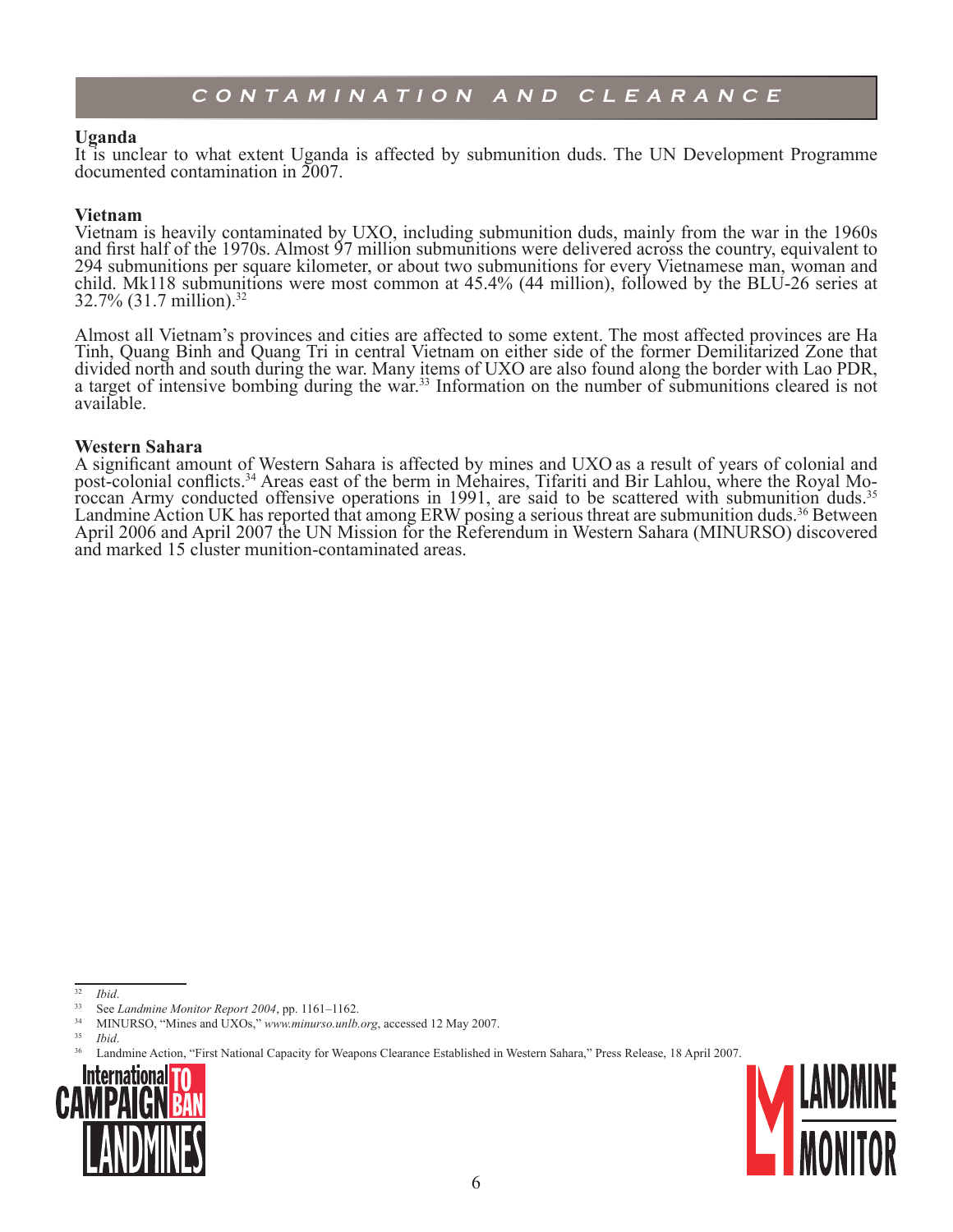## CONTAMINATION AND CLEARANCE

### Uganda

It is unclear to what extent Uganda is affected by submunition duds. The UN Development Programme documented contamination in 2007.

### Vietnam

Vietnam is heavily contaminated by UXO, including submunition duds, mainly from the war in the 1960s and first half of the 1970s. Almost 97 million submunitions were delivered across the country, equivalent to 294 submunitions per square kilometer, or about two submunitions for every Vietnamese man, woman and child. Mk118 submunitions were most common at 45.4% (44 million), followed by the BLU-26 series at 32.7% (31.7 million).[32]

Almost all Vietnam's provinces and cities are affected to some extent. The most affected provinces are Ha Tinh, Quang Binh and Quang Tri in central Vietnam on either side of the former Demilitarized Zone that divided north and south during the war. Many items of UXO are also found along the border with Lao PDR, a target of intensive bombing during the war.[33] Information on the number of submunitions cleared is not available.

### Western Sahara

A significant amount of Western Sahara is affected by mines and UXO as a result of years of colonial and post-colonial conflicts.[34] Areas east of the berm in Mehaires, Tifariti and Bir Lahlou, where the Royal Moroccan Army conducted offensive operations in 1991, are said to be scattered with submunition duds.[35] Landmine Action UK has reported that among ERW posing a serious threat are submunition duds.[36] Between April 2006 and April 2007 the UN Mission for the Referendum in Western Sahara (MINURSO) discovered and marked 15 cluster munition-contaminated areas.

---

[32] *Ibid*.

[33] See *Landmine Monitor Report 2004*, pp. 1161–1162.

[34] MINURSO, "Mines and UXOs," *www.minurso.unlb.org*, accessed 12 May 2007.

[35] *Ibid*.

[36] Landmine Action, "First National Capacity for Weapons Clearance Established in Western Sahara," Press Release, 18 April 2007.